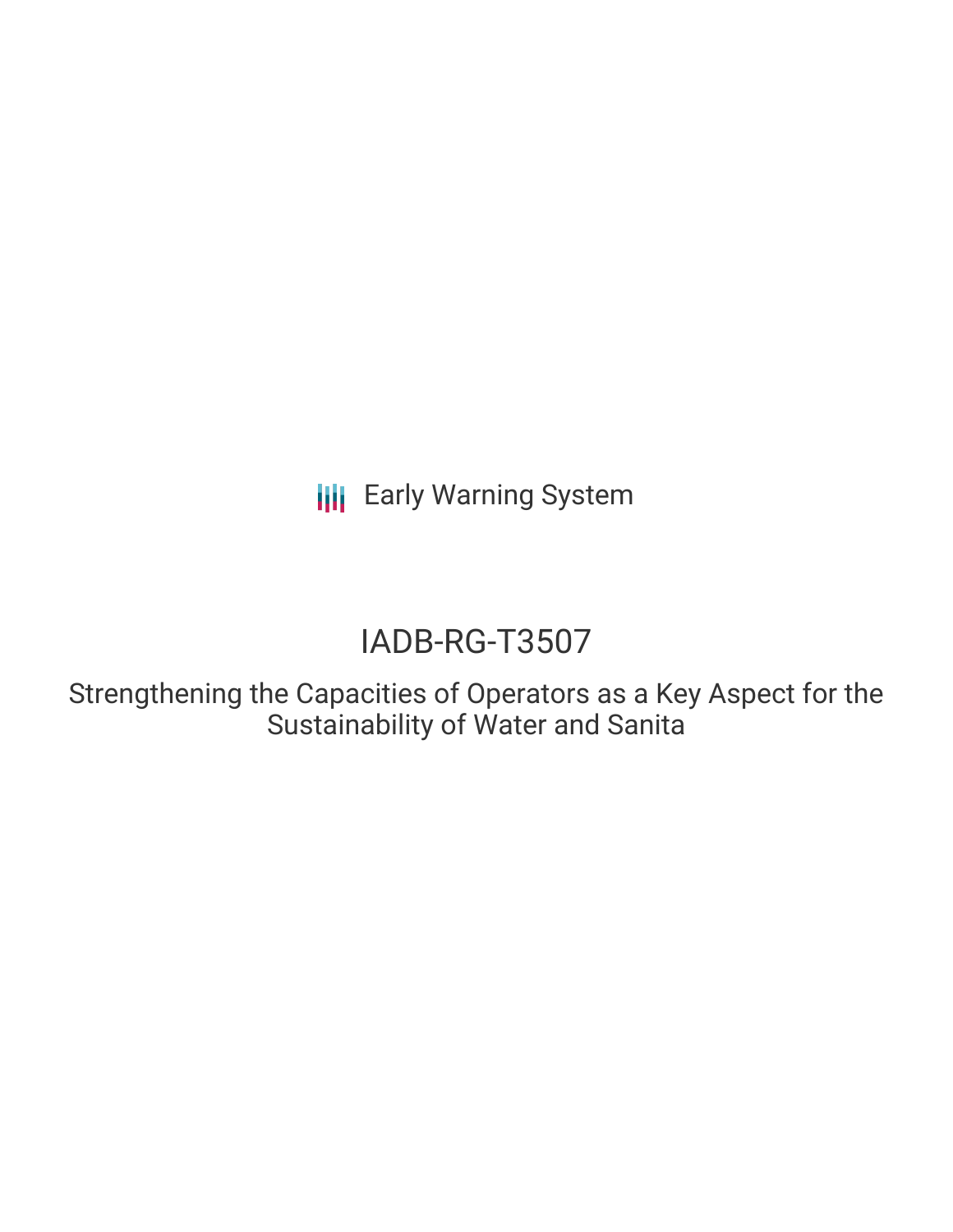Early Warning System

# IADB-RG-T3507

Strengthening the Capacities of Operators as a Key Aspect for the Sustainability of Water and Sanita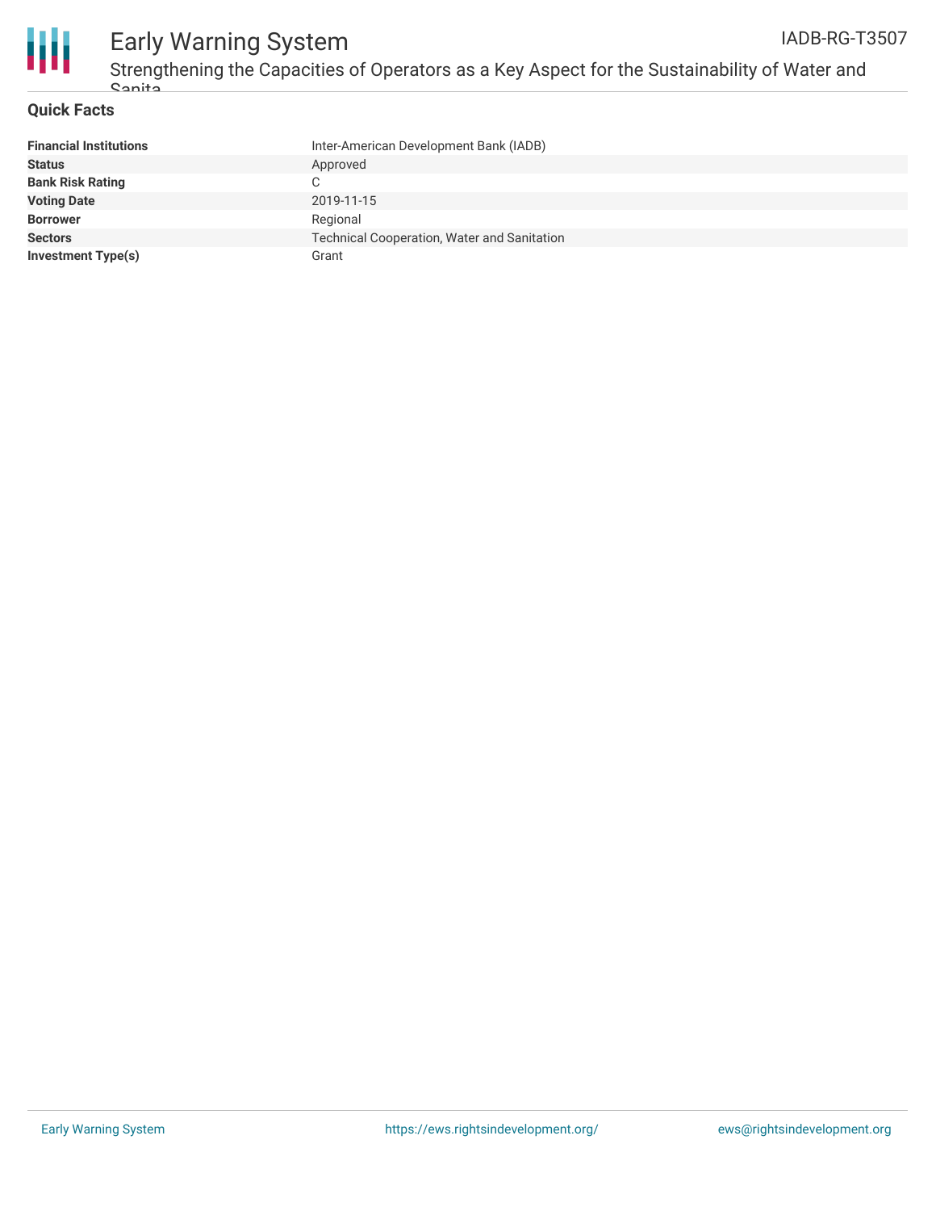## Quick Facts

| | |
|---|---|
| **Financial Institutions** | Inter-American Development Bank (IADB) |
| **Status** | Approved |
| **Bank Risk Rating** | C |
| **Voting Date** | 2019-11-15 |
| **Borrower** | Regional |
| **Sectors** | Technical Cooperation, Water and Sanitation |
| **Investment Type(s)** | Grant |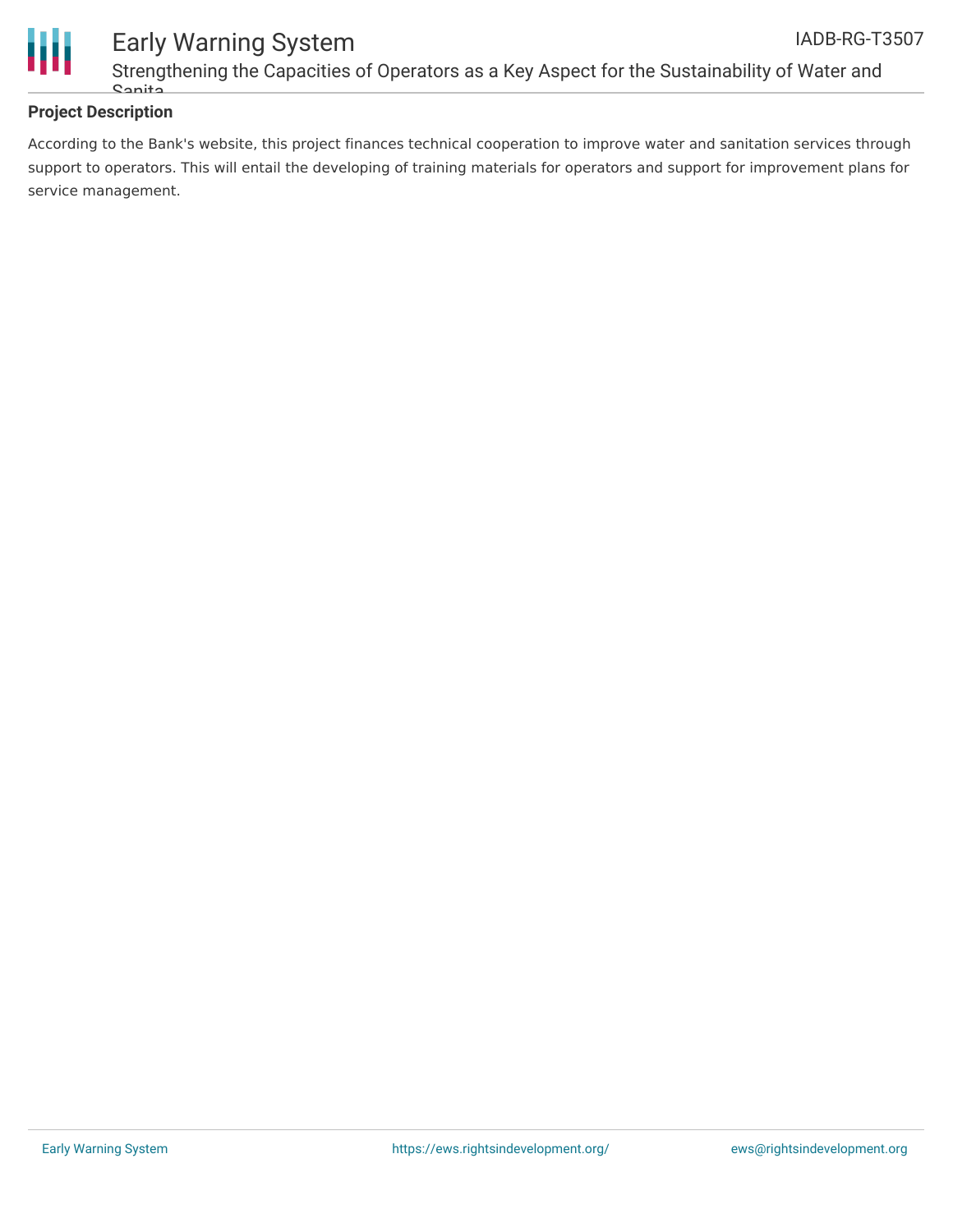## Project Description

According to the Bank's website, this project finances technical cooperation to improve water and sanitation services through support to operators. This will entail the developing of training materials for operators and support for improvement plans for service management.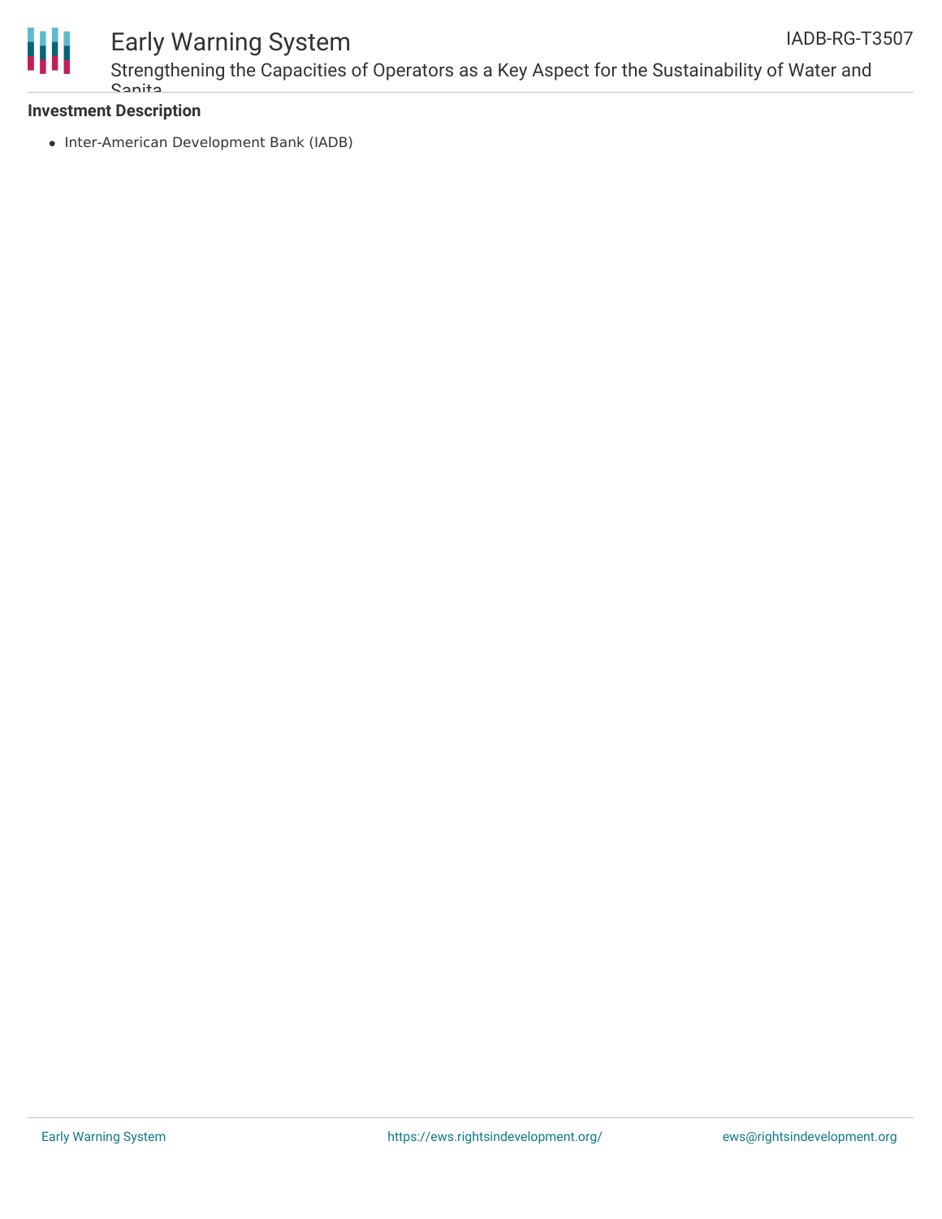**Investment Description**

- Inter-American Development Bank (IADB)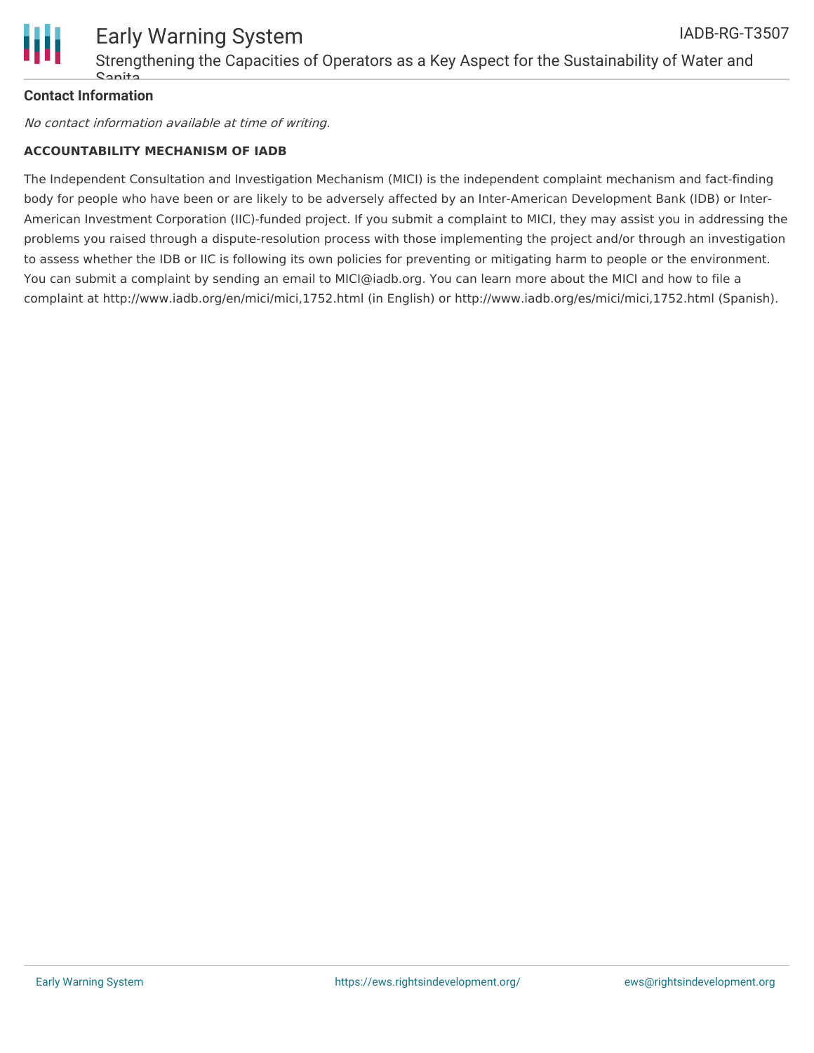**Contact Information**

*No contact information available at time of writing.*

**ACCOUNTABILITY MECHANISM OF IADB**

The Independent Consultation and Investigation Mechanism (MICI) is the independent complaint mechanism and fact-finding body for people who have been or are likely to be adversely affected by an Inter-American Development Bank (IDB) or Inter-American Investment Corporation (IIC)-funded project. If you submit a complaint to MICI, they may assist you in addressing the problems you raised through a dispute-resolution process with those implementing the project and/or through an investigation to assess whether the IDB or IIC is following its own policies for preventing or mitigating harm to people or the environment. You can submit a complaint by sending an email to MICI@iadb.org. You can learn more about the MICI and how to file a complaint at http://www.iadb.org/en/mici/mici,1752.html (in English) or http://www.iadb.org/es/mici/mici,1752.html (Spanish).